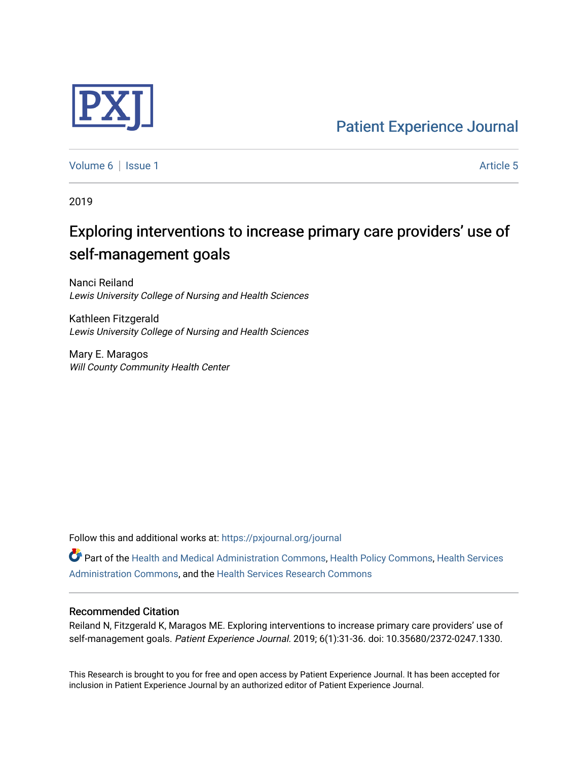Patient Experience Journal

Volume 6 | Issue 1 Article 5

2019

# Exploring interventions to increase primary care providers' use of self-management goals

Nanci Reiland
*Lewis University College of Nursing and Health Sciences*

Kathleen Fitzgerald
*Lewis University College of Nursing and Health Sciences*

Mary E. Maragos
*Will County Community Health Center*

Follow this and additional works at: https://pxjournal.org/journal

Part of the Health and Medical Administration Commons, Health Policy Commons, Health Services Administration Commons, and the Health Services Research Commons

## Recommended Citation

Reiland N, Fitzgerald K, Maragos ME. Exploring interventions to increase primary care providers' use of self-management goals. *Patient Experience Journal*. 2019; 6(1):31-36. doi: 10.35680/2372-0247.1330.

This Research is brought to you for free and open access by Patient Experience Journal. It has been accepted for inclusion in Patient Experience Journal by an authorized editor of Patient Experience Journal.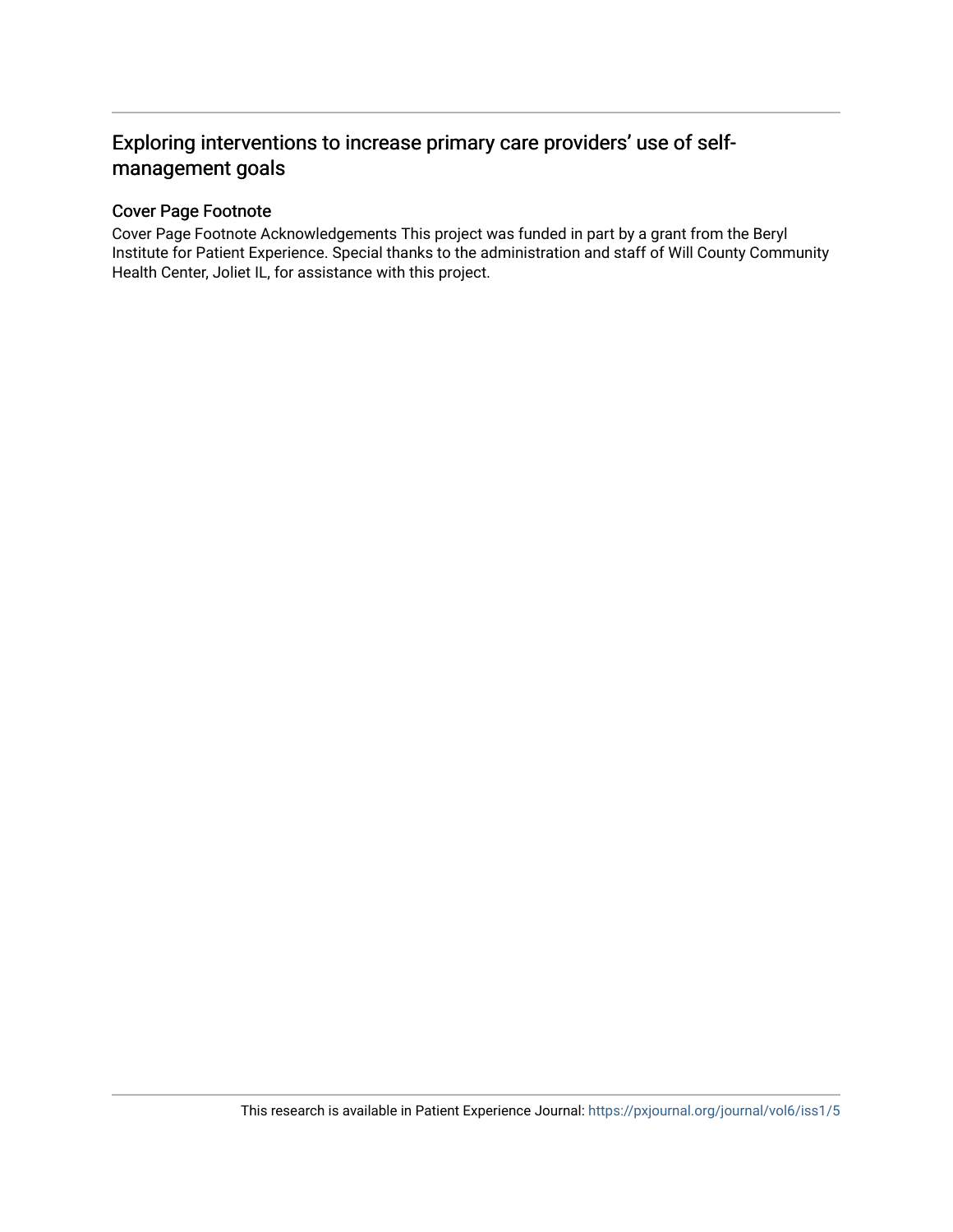## Exploring interventions to increase primary care providers' use of self-management goals

### Cover Page Footnote

Cover Page Footnote Acknowledgements This project was funded in part by a grant from the Beryl Institute for Patient Experience. Special thanks to the administration and staff of Will County Community Health Center, Joliet IL, for assistance with this project.

This research is available in Patient Experience Journal: https://pxjournal.org/journal/vol6/iss1/5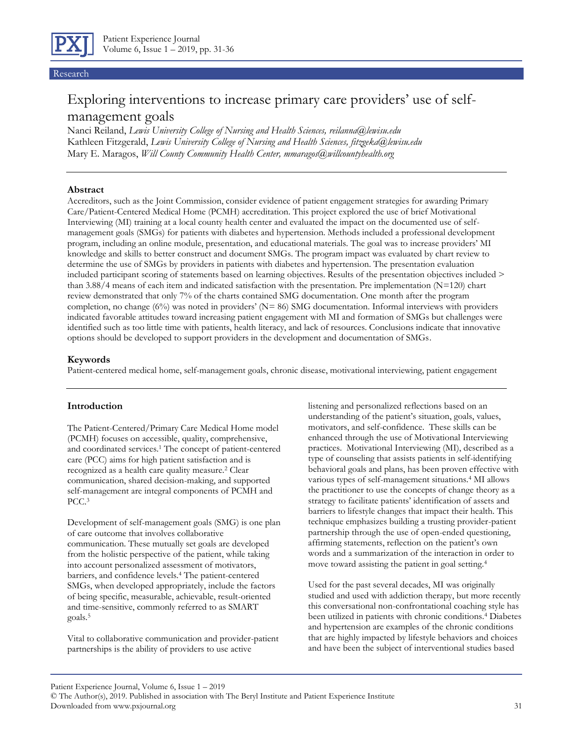Research

# Exploring interventions to increase primary care providers' use of self-management goals

Nanci Reiland, *Lewis University College of Nursing and Health Sciences, reilanna@lewisu.edu*
Kathleen Fitzgerald, *Lewis University College of Nursing and Health Sciences, fitzgeka@lewisu.edu*
Mary E. Maragos, *Will County Community Health Center, mmaragos@willcountyhealth.org*

## Abstract

Accreditors, such as the Joint Commission, consider evidence of patient engagement strategies for awarding Primary Care/Patient-Centered Medical Home (PCMH) accreditation. This project explored the use of brief Motivational Interviewing (MI) training at a local county health center and evaluated the impact on the documented use of self-management goals (SMGs) for patients with diabetes and hypertension. Methods included a professional development program, including an online module, presentation, and educational materials. The goal was to increase providers' MI knowledge and skills to better construct and document SMGs. The program impact was evaluated by chart review to determine the use of SMGs by providers in patients with diabetes and hypertension. The presentation evaluation included participant scoring of statements based on learning objectives. Results of the presentation objectives included > than 3.88/4 means of each item and indicated satisfaction with the presentation. Pre implementation (N=120) chart review demonstrated that only 7% of the charts contained SMG documentation. One month after the program completion, no change (6%) was noted in providers' (N= 86) SMG documentation. Informal interviews with providers indicated favorable attitudes toward increasing patient engagement with MI and formation of SMGs but challenges were identified such as too little time with patients, health literacy, and lack of resources. Conclusions indicate that innovative options should be developed to support providers in the development and documentation of SMGs.

## Keywords

Patient-centered medical home, self-management goals, chronic disease, motivational interviewing, patient engagement

## Introduction

The Patient-Centered/Primary Care Medical Home model (PCMH) focuses on accessible, quality, comprehensive, and coordinated services.[1] The concept of patient-centered care (PCC) aims for high patient satisfaction and is recognized as a health care quality measure.[2] Clear communication, shared decision-making, and supported self-management are integral components of PCMH and PCC.[3]

Development of self-management goals (SMG) is one plan of care outcome that involves collaborative communication. These mutually set goals are developed from the holistic perspective of the patient, while taking into account personalized assessment of motivators, barriers, and confidence levels.[4] The patient-centered SMGs, when developed appropriately, include the factors of being specific, measurable, achievable, result-oriented and time-sensitive, commonly referred to as SMART goals.[5]

Vital to collaborative communication and provider-patient partnerships is the ability of providers to use active listening and personalized reflections based on an understanding of the patient's situation, goals, values, motivators, and self-confidence. These skills can be enhanced through the use of Motivational Interviewing practices. Motivational Interviewing (MI), described as a type of counseling that assists patients in self-identifying behavioral goals and plans, has been proven effective with various types of self-management situations.[4] MI allows the practitioner to use the concepts of change theory as a strategy to facilitate patients' identification of assets and barriers to lifestyle changes that impact their health. This technique emphasizes building a trusting provider-patient partnership through the use of open-ended questioning, affirming statements, reflection on the patient's own words and a summarization of the interaction in order to move toward assisting the patient in goal setting.[4]

Used for the past several decades, MI was originally studied and used with addiction therapy, but more recently this conversational non-confrontational coaching style has been utilized in patients with chronic conditions.[4] Diabetes and hypertension are examples of the chronic conditions that are highly impacted by lifestyle behaviors and choices and have been the subject of interventional studies based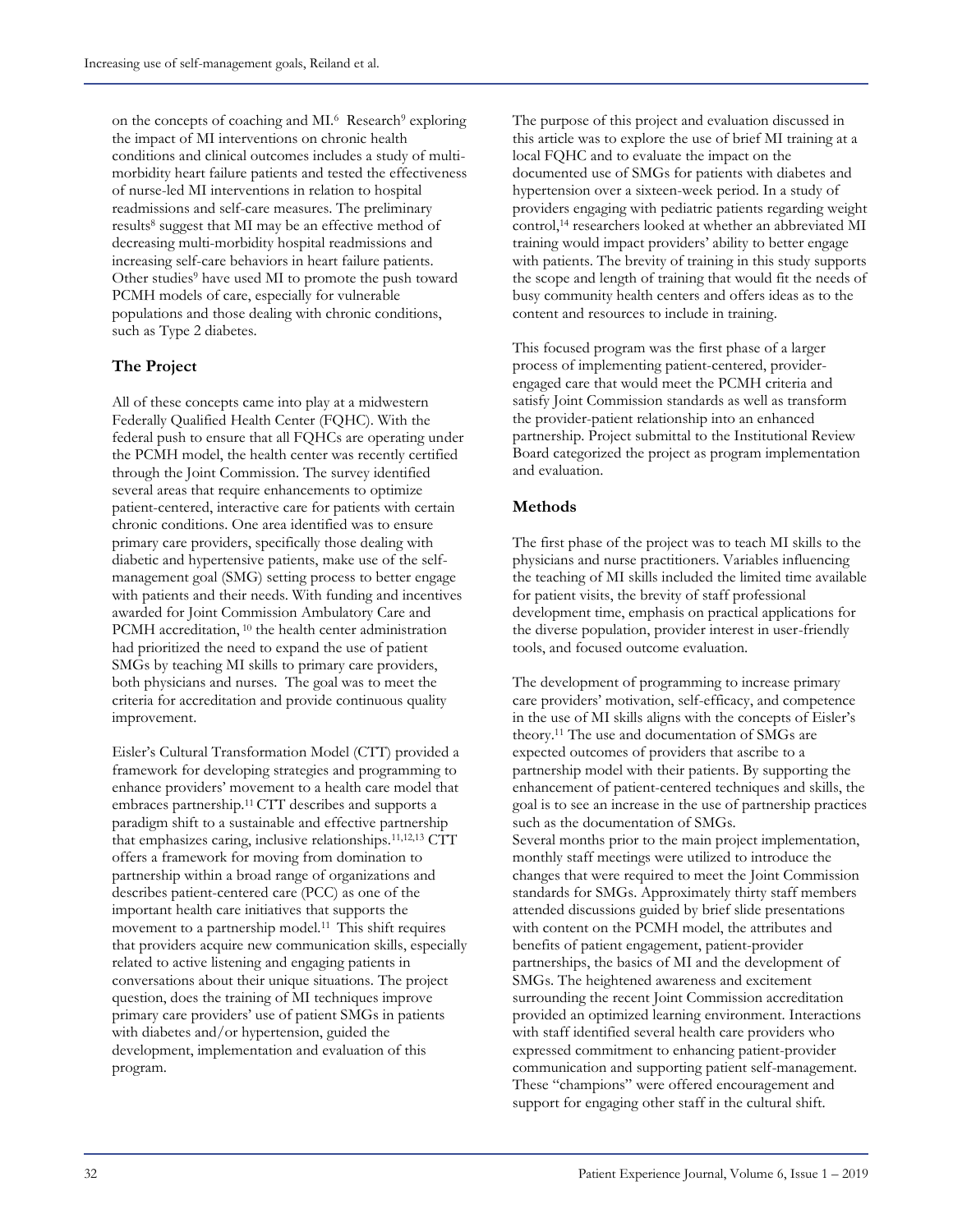on the concepts of coaching and MI.[6] Research[9] exploring the impact of MI interventions on chronic health conditions and clinical outcomes includes a study of multi-morbidity heart failure patients and tested the effectiveness of nurse-led MI interventions in relation to hospital readmissions and self-care measures. The preliminary results[8] suggest that MI may be an effective method of decreasing multi-morbidity hospital readmissions and increasing self-care behaviors in heart failure patients. Other studies[9] have used MI to promote the push toward PCMH models of care, especially for vulnerable populations and those dealing with chronic conditions, such as Type 2 diabetes.

## The Project

All of these concepts came into play at a midwestern Federally Qualified Health Center (FQHC). With the federal push to ensure that all FQHCs are operating under the PCMH model, the health center was recently certified through the Joint Commission. The survey identified several areas that require enhancements to optimize patient-centered, interactive care for patients with certain chronic conditions. One area identified was to ensure primary care providers, specifically those dealing with diabetic and hypertensive patients, make use of the self-management goal (SMG) setting process to better engage with patients and their needs. With funding and incentives awarded for Joint Commission Ambulatory Care and PCMH accreditation, [10] the health center administration had prioritized the need to expand the use of patient SMGs by teaching MI skills to primary care providers, both physicians and nurses. The goal was to meet the criteria for accreditation and provide continuous quality improvement.

Eisler's Cultural Transformation Model (CTT) provided a framework for developing strategies and programming to enhance providers' movement to a health care model that embraces partnership.[11] CTT describes and supports a paradigm shift to a sustainable and effective partnership that emphasizes caring, inclusive relationships.[11,12,13] CTT offers a framework for moving from domination to partnership within a broad range of organizations and describes patient-centered care (PCC) as one of the important health care initiatives that supports the movement to a partnership model.[11] This shift requires that providers acquire new communication skills, especially related to active listening and engaging patients in conversations about their unique situations. The project question, does the training of MI techniques improve primary care providers' use of patient SMGs in patients with diabetes and/or hypertension, guided the development, implementation and evaluation of this program.

The purpose of this project and evaluation discussed in this article was to explore the use of brief MI training at a local FQHC and to evaluate the impact on the documented use of SMGs for patients with diabetes and hypertension over a sixteen-week period. In a study of providers engaging with pediatric patients regarding weight control,[14] researchers looked at whether an abbreviated MI training would impact providers' ability to better engage with patients. The brevity of training in this study supports the scope and length of training that would fit the needs of busy community health centers and offers ideas as to the content and resources to include in training.

This focused program was the first phase of a larger process of implementing patient-centered, provider-engaged care that would meet the PCMH criteria and satisfy Joint Commission standards as well as transform the provider-patient relationship into an enhanced partnership. Project submittal to the Institutional Review Board categorized the project as program implementation and evaluation.

## Methods

The first phase of the project was to teach MI skills to the physicians and nurse practitioners. Variables influencing the teaching of MI skills included the limited time available for patient visits, the brevity of staff professional development time, emphasis on practical applications for the diverse population, provider interest in user-friendly tools, and focused outcome evaluation.

The development of programming to increase primary care providers' motivation, self-efficacy, and competence in the use of MI skills aligns with the concepts of Eisler's theory.[11] The use and documentation of SMGs are expected outcomes of providers that ascribe to a partnership model with their patients. By supporting the enhancement of patient-centered techniques and skills, the goal is to see an increase in the use of partnership practices such as the documentation of SMGs.

Several months prior to the main project implementation, monthly staff meetings were utilized to introduce the changes that were required to meet the Joint Commission standards for SMGs. Approximately thirty staff members attended discussions guided by brief slide presentations with content on the PCMH model, the attributes and benefits of patient engagement, patient-provider partnerships, the basics of MI and the development of SMGs. The heightened awareness and excitement surrounding the recent Joint Commission accreditation provided an optimized learning environment. Interactions with staff identified several health care providers who expressed commitment to enhancing patient-provider communication and supporting patient self-management. These "champions" were offered encouragement and support for engaging other staff in the cultural shift.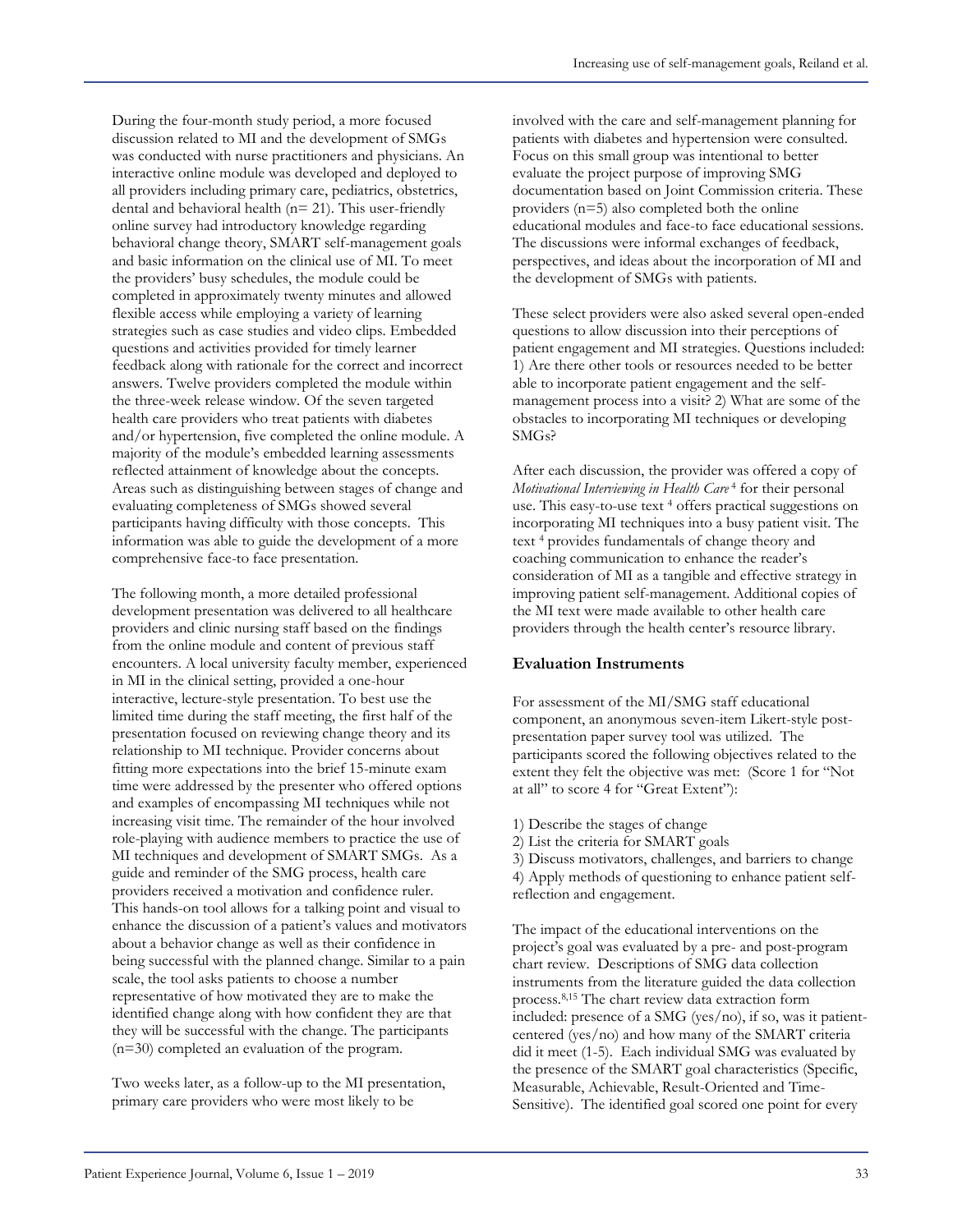During the four-month study period, a more focused discussion related to MI and the development of SMGs was conducted with nurse practitioners and physicians. An interactive online module was developed and deployed to all providers including primary care, pediatrics, obstetrics, dental and behavioral health (n= 21). This user-friendly online survey had introductory knowledge regarding behavioral change theory, SMART self-management goals and basic information on the clinical use of MI. To meet the providers' busy schedules, the module could be completed in approximately twenty minutes and allowed flexible access while employing a variety of learning strategies such as case studies and video clips. Embedded questions and activities provided for timely learner feedback along with rationale for the correct and incorrect answers. Twelve providers completed the module within the three-week release window. Of the seven targeted health care providers who treat patients with diabetes and/or hypertension, five completed the online module. A majority of the module's embedded learning assessments reflected attainment of knowledge about the concepts. Areas such as distinguishing between stages of change and evaluating completeness of SMGs showed several participants having difficulty with those concepts. This information was able to guide the development of a more comprehensive face-to face presentation.

The following month, a more detailed professional development presentation was delivered to all healthcare providers and clinic nursing staff based on the findings from the online module and content of previous staff encounters. A local university faculty member, experienced in MI in the clinical setting, provided a one-hour interactive, lecture-style presentation. To best use the limited time during the staff meeting, the first half of the presentation focused on reviewing change theory and its relationship to MI technique. Provider concerns about fitting more expectations into the brief 15-minute exam time were addressed by the presenter who offered options and examples of encompassing MI techniques while not increasing visit time. The remainder of the hour involved role-playing with audience members to practice the use of MI techniques and development of SMART SMGs. As a guide and reminder of the SMG process, health care providers received a motivation and confidence ruler. This hands-on tool allows for a talking point and visual to enhance the discussion of a patient's values and motivators about a behavior change as well as their confidence in being successful with the planned change. Similar to a pain scale, the tool asks patients to choose a number representative of how motivated they are to make the identified change along with how confident they are that they will be successful with the change. The participants (n=30) completed an evaluation of the program.

Two weeks later, as a follow-up to the MI presentation, primary care providers who were most likely to be involved with the care and self-management planning for patients with diabetes and hypertension were consulted. Focus on this small group was intentional to better evaluate the project purpose of improving SMG documentation based on Joint Commission criteria. These providers (n=5) also completed both the online educational modules and face-to face educational sessions. The discussions were informal exchanges of feedback, perspectives, and ideas about the incorporation of MI and the development of SMGs with patients.

These select providers were also asked several open-ended questions to allow discussion into their perceptions of patient engagement and MI strategies. Questions included: 1) Are there other tools or resources needed to be better able to incorporate patient engagement and the self-management process into a visit? 2) What are some of the obstacles to incorporating MI techniques or developing SMGs?

After each discussion, the provider was offered a copy of *Motivational Interviewing in Health Care* [4] for their personal use. This easy-to-use text [4] offers practical suggestions on incorporating MI techniques into a busy patient visit. The text [4] provides fundamentals of change theory and coaching communication to enhance the reader's consideration of MI as a tangible and effective strategy in improving patient self-management. Additional copies of the MI text were made available to other health care providers through the health center's resource library.

## Evaluation Instruments

For assessment of the MI/SMG staff educational component, an anonymous seven-item Likert-style post-presentation paper survey tool was utilized. The participants scored the following objectives related to the extent they felt the objective was met: (Score 1 for "Not at all" to score 4 for "Great Extent"):

1) Describe the stages of change
2) List the criteria for SMART goals
3) Discuss motivators, challenges, and barriers to change
4) Apply methods of questioning to enhance patient self-reflection and engagement.

The impact of the educational interventions on the project's goal was evaluated by a pre- and post-program chart review. Descriptions of SMG data collection instruments from the literature guided the data collection process.[8,15] The chart review data extraction form included: presence of a SMG (yes/no), if so, was it patient-centered (yes/no) and how many of the SMART criteria did it meet (1-5). Each individual SMG was evaluated by the presence of the SMART goal characteristics (Specific, Measurable, Achievable, Result-Oriented and Time-Sensitive). The identified goal scored one point for every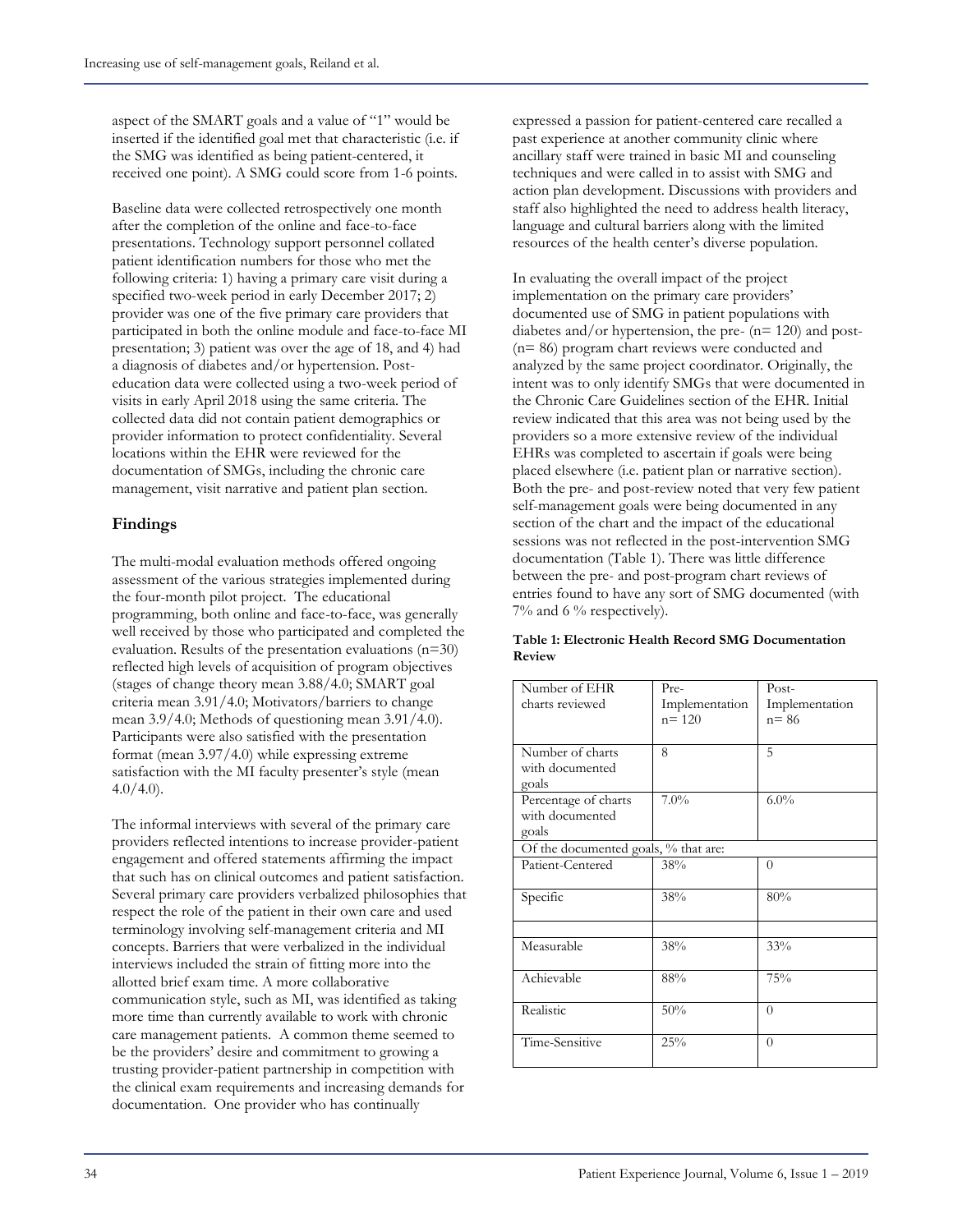aspect of the SMART goals and a value of "1" would be inserted if the identified goal met that characteristic (i.e. if the SMG was identified as being patient-centered, it received one point). A SMG could score from 1-6 points.

Baseline data were collected retrospectively one month after the completion of the online and face-to-face presentations. Technology support personnel collated patient identification numbers for those who met the following criteria: 1) having a primary care visit during a specified two-week period in early December 2017; 2) provider was one of the five primary care providers that participated in both the online module and face-to-face MI presentation; 3) patient was over the age of 18, and 4) had a diagnosis of diabetes and/or hypertension. Post-education data were collected using a two-week period of visits in early April 2018 using the same criteria. The collected data did not contain patient demographics or provider information to protect confidentiality. Several locations within the EHR were reviewed for the documentation of SMGs, including the chronic care management, visit narrative and patient plan section.

## Findings

The multi-modal evaluation methods offered ongoing assessment of the various strategies implemented during the four-month pilot project. The educational programming, both online and face-to-face, was generally well received by those who participated and completed the evaluation. Results of the presentation evaluations (n=30) reflected high levels of acquisition of program objectives (stages of change theory mean 3.88/4.0; SMART goal criteria mean 3.91/4.0; Motivators/barriers to change mean 3.9/4.0; Methods of questioning mean 3.91/4.0). Participants were also satisfied with the presentation format (mean 3.97/4.0) while expressing extreme satisfaction with the MI faculty presenter's style (mean 4.0/4.0).

The informal interviews with several of the primary care providers reflected intentions to increase provider-patient engagement and offered statements affirming the impact that such has on clinical outcomes and patient satisfaction. Several primary care providers verbalized philosophies that respect the role of the patient in their own care and used terminology involving self-management criteria and MI concepts. Barriers that were verbalized in the individual interviews included the strain of fitting more into the allotted brief exam time. A more collaborative communication style, such as MI, was identified as taking more time than currently available to work with chronic care management patients. A common theme seemed to be the providers' desire and commitment to growing a trusting provider-patient partnership in competition with the clinical exam requirements and increasing demands for documentation. One provider who has continually expressed a passion for patient-centered care recalled a past experience at another community clinic where ancillary staff were trained in basic MI and counseling techniques and were called in to assist with SMG and action plan development. Discussions with providers and staff also highlighted the need to address health literacy, language and cultural barriers along with the limited resources of the health center's diverse population.

In evaluating the overall impact of the project implementation on the primary care providers' documented use of SMG in patient populations with diabetes and/or hypertension, the pre- (n= 120) and post- (n= 86) program chart reviews were conducted and analyzed by the same project coordinator. Originally, the intent was to only identify SMGs that were documented in the Chronic Care Guidelines section of the EHR. Initial review indicated that this area was not being used by the providers so a more extensive review of the individual EHRs was completed to ascertain if goals were being placed elsewhere (i.e. patient plan or narrative section). Both the pre- and post-review noted that very few patient self-management goals were being documented in any section of the chart and the impact of the educational sessions was not reflected in the post-intervention SMG documentation (Table 1). There was little difference between the pre- and post-program chart reviews of entries found to have any sort of SMG documented (with 7% and 6 % respectively).

**Table 1: Electronic Health Record SMG Documentation Review**

| Number of EHR charts reviewed | Pre-Implementation n= 120 | Post-Implementation n= 86 |
|---|---|---|
| Number of charts with documented goals | 8 | 5 |
| Percentage of charts with documented goals | 7.0% | 6.0% |
| Of the documented goals, % that are: | | |
| Patient-Centered | 38% | 0 |
| Specific | 38% | 80% |
| | | |
| Measurable | 38% | 33% |
| Achievable | 88% | 75% |
| Realistic | 50% | 0 |
| Time-Sensitive | 25% | 0 |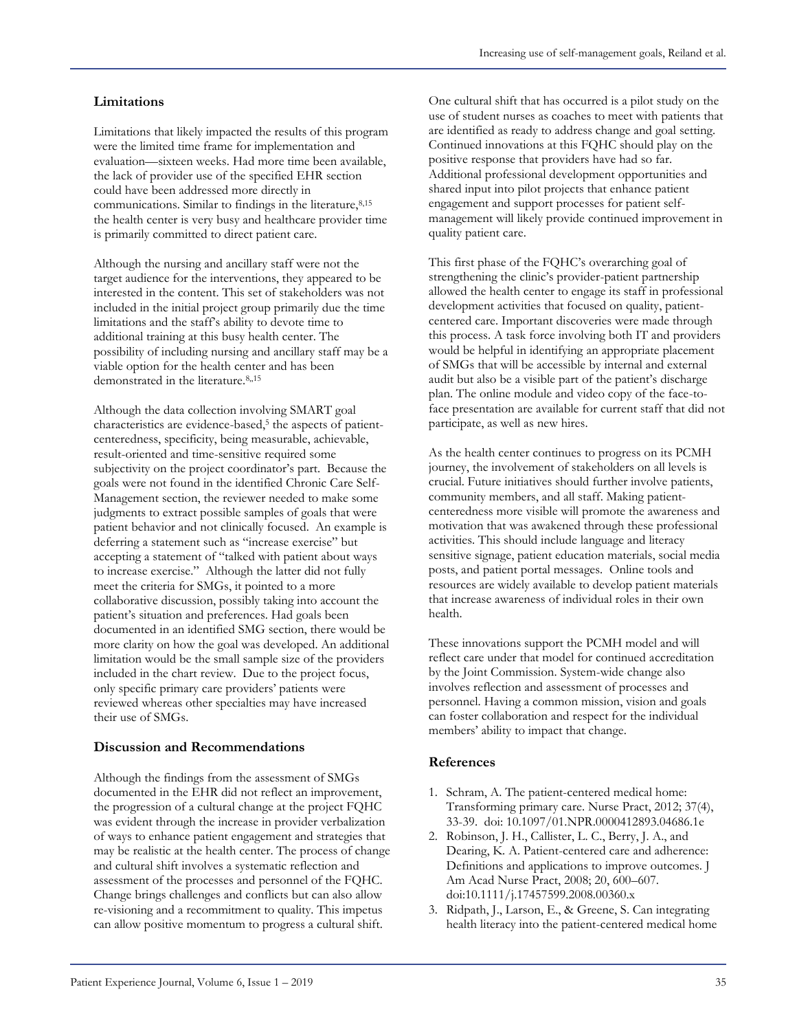## Limitations

Limitations that likely impacted the results of this program were the limited time frame for implementation and evaluation—sixteen weeks. Had more time been available, the lack of provider use of the specified EHR section could have been addressed more directly in communications. Similar to findings in the literature,[8,15] the health center is very busy and healthcare provider time is primarily committed to direct patient care.

Although the nursing and ancillary staff were not the target audience for the interventions, they appeared to be interested in the content. This set of stakeholders was not included in the initial project group primarily due the time limitations and the staff's ability to devote time to additional training at this busy health center. The possibility of including nursing and ancillary staff may be a viable option for the health center and has been demonstrated in the literature.[8,,15]

Although the data collection involving SMART goal characteristics are evidence-based,[5] the aspects of patient-centeredness, specificity, being measurable, achievable, result-oriented and time-sensitive required some subjectivity on the project coordinator's part. Because the goals were not found in the identified Chronic Care Self-Management section, the reviewer needed to make some judgments to extract possible samples of goals that were patient behavior and not clinically focused. An example is deferring a statement such as "increase exercise" but accepting a statement of "talked with patient about ways to increase exercise." Although the latter did not fully meet the criteria for SMGs, it pointed to a more collaborative discussion, possibly taking into account the patient's situation and preferences. Had goals been documented in an identified SMG section, there would be more clarity on how the goal was developed. An additional limitation would be the small sample size of the providers included in the chart review. Due to the project focus, only specific primary care providers' patients were reviewed whereas other specialties may have increased their use of SMGs.

## Discussion and Recommendations

Although the findings from the assessment of SMGs documented in the EHR did not reflect an improvement, the progression of a cultural change at the project FQHC was evident through the increase in provider verbalization of ways to enhance patient engagement and strategies that may be realistic at the health center. The process of change and cultural shift involves a systematic reflection and assessment of the processes and personnel of the FQHC. Change brings challenges and conflicts but can also allow re-visioning and a recommitment to quality. This impetus can allow positive momentum to progress a cultural shift.

One cultural shift that has occurred is a pilot study on the use of student nurses as coaches to meet with patients that are identified as ready to address change and goal setting. Continued innovations at this FQHC should play on the positive response that providers have had so far. Additional professional development opportunities and shared input into pilot projects that enhance patient engagement and support processes for patient self-management will likely provide continued improvement in quality patient care.

This first phase of the FQHC's overarching goal of strengthening the clinic's provider-patient partnership allowed the health center to engage its staff in professional development activities that focused on quality, patient-centered care. Important discoveries were made through this process. A task force involving both IT and providers would be helpful in identifying an appropriate placement of SMGs that will be accessible by internal and external audit but also be a visible part of the patient's discharge plan. The online module and video copy of the face-to-face presentation are available for current staff that did not participate, as well as new hires.

As the health center continues to progress on its PCMH journey, the involvement of stakeholders on all levels is crucial. Future initiatives should further involve patients, community members, and all staff. Making patient-centeredness more visible will promote the awareness and motivation that was awakened through these professional activities. This should include language and literacy sensitive signage, patient education materials, social media posts, and patient portal messages. Online tools and resources are widely available to develop patient materials that increase awareness of individual roles in their own health.

These innovations support the PCMH model and will reflect care under that model for continued accreditation by the Joint Commission. System-wide change also involves reflection and assessment of processes and personnel. Having a common mission, vision and goals can foster collaboration and respect for the individual members' ability to impact that change.

## References

1. Schram, A. The patient-centered medical home: Transforming primary care. Nurse Pract, 2012; 37(4), 33-39. doi: 10.1097/01.NPR.0000412893.04686.1e
2. Robinson, J. H., Callister, L. C., Berry, J. A., and Dearing, K. A. Patient-centered care and adherence: Definitions and applications to improve outcomes. J Am Acad Nurse Pract, 2008; 20, 600–607. doi:10.1111/j.17457599.2008.00360.x
3. Ridpath, J., Larson, E., & Greene, S. Can integrating health literacy into the patient-centered medical home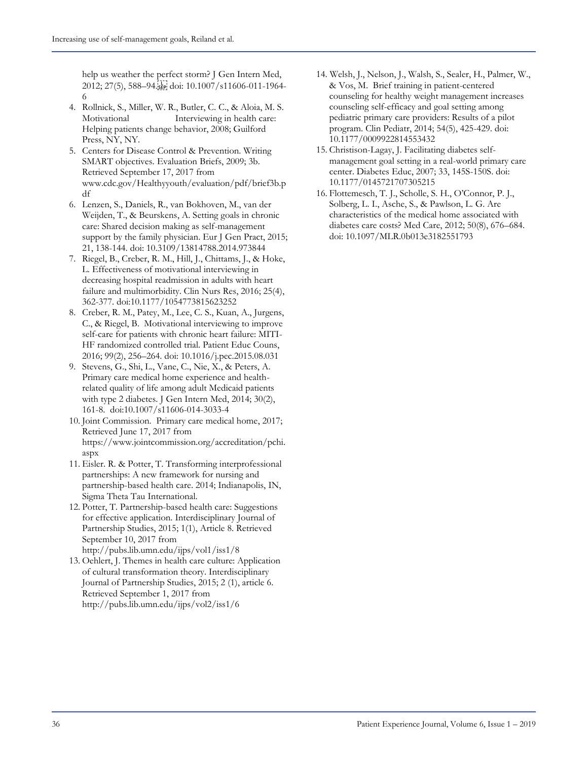help us weather the perfect storm? J Gen Intern Med, 2012; 27(5), 588–94. doi: 10.1007/s11606-011-1964-6

4. Rollnick, S., Miller, W. R., Butler, C. C., & Aloia, M. S. Motivational Interviewing in health care: Helping patients change behavior, 2008; Guilford Press, NY, NY.
5. Centers for Disease Control & Prevention. Writing SMART objectives. Evaluation Briefs, 2009; 3b. Retrieved September 17, 2017 from www.cdc.gov/Healthyyouth/evaluation/pdf/brief3b.pdf
6. Lenzen, S., Daniels, R., van Bokhoven, M., van der Weijden, T., & Beurskens, A. Setting goals in chronic care: Shared decision making as self-management support by the family physician. Eur J Gen Pract, 2015; 21, 138-144. doi: 10.3109/13814788.2014.973844
7. Riegel, B., Creber, R. M., Hill, J., Chittams, J., & Hoke, L. Effectiveness of motivational interviewing in decreasing hospital readmission in adults with heart failure and multimorbidity. Clin Nurs Res, 2016; 25(4), 362-377. doi:10.1177/1054773815623252
8. Creber, R. M., Patey, M., Lee, C. S., Kuan, A., Jurgens, C., & Riegel, B. Motivational interviewing to improve self-care for patients with chronic heart failure: MITI-HF randomized controlled trial. Patient Educ Couns, 2016; 99(2), 256–264. doi: 10.1016/j.pec.2015.08.031
9. Stevens, G., Shi, L., Vane, C., Nie, X., & Peters, A. Primary care medical home experience and health-related quality of life among adult Medicaid patients with type 2 diabetes. J Gen Intern Med, 2014; 30(2), 161-8. doi:10.1007/s11606-014-3033-4
10. Joint Commission. Primary care medical home, 2017; Retrieved June 17, 2017 from https://www.jointcommission.org/accreditation/pchi.aspx
11. Eisler. R. & Potter, T. Transforming interprofessional partnerships: A new framework for nursing and partnership-based health care. 2014; Indianapolis, IN, Sigma Theta Tau International.
12. Potter, T. Partnership-based health care: Suggestions for effective application. Interdisciplinary Journal of Partnership Studies, 2015; 1(1), Article 8. Retrieved September 10, 2017 from http://pubs.lib.umn.edu/ijps/vol1/iss1/8
13. Oehlert, J. Themes in health care culture: Application of cultural transformation theory. Interdisciplinary Journal of Partnership Studies, 2015; 2 (1), article 6. Retrieved September 1, 2017 from http://pubs.lib.umn.edu/ijps/vol2/iss1/6
14. Welsh, J., Nelson, J., Walsh, S., Sealer, H., Palmer, W., & Vos, M. Brief training in patient-centered counseling for healthy weight management increases counseling self-efficacy and goal setting among pediatric primary care providers: Results of a pilot program. Clin Pediatr, 2014; 54(5), 425-429. doi: 10.1177/0009922814553432
15. Christison-Lagay, J. Facilitating diabetes self-management goal setting in a real-world primary care center. Diabetes Educ, 2007; 33, 145S-150S. doi: 10.1177/0145721707305215
16. Flottemesch, T. J., Scholle, S. H., O'Connor, P. J., Solberg, L. I., Asche, S., & Pawlson, L. G. Are characteristics of the medical home associated with diabetes care costs? Med Care, 2012; 50(8), 676–684. doi: 10.1097/MLR.0b013e3182551793